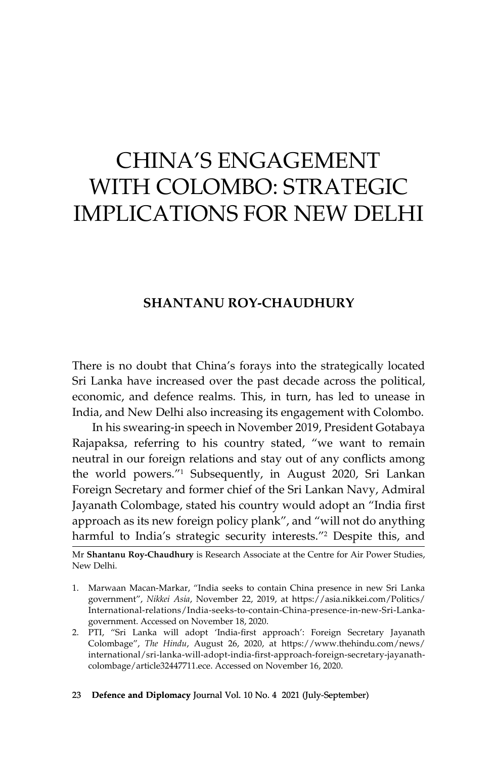# CHINA'S ENGAGEMENT WITH COLOMBO: STRATEGIC IMPLICATIONS FOR NEW DELHI

**SHANTANU ROY-CHAUDHURY**

There is no doubt that China's forays into the strategically located Sri Lanka have increased over the past decade across the political, economic, and defence realms. This, in turn, has led to unease in India, and New Delhi also increasing its engagement with Colombo.

In his swearing-in speech in November 2019, President Gotabaya Rajapaksa, referring to his country stated, "we want to remain neutral in our foreign relations and stay out of any conflicts among the world powers."[1] Subsequently, in August 2020, Sri Lankan Foreign Secretary and former chief of the Sri Lankan Navy, Admiral Jayanath Colombage, stated his country would adopt an "India first approach as its new foreign policy plank", and "will not do anything harmful to India's strategic security interests."[2] Despite this, and

Mr **Shantanu Roy-Chaudhury** is Research Associate at the Centre for Air Power Studies, New Delhi.

1. Marwaan Macan-Markar, "India seeks to contain China presence in new Sri Lanka government", *Nikkei Asia*, November 22, 2019, at https://asia.nikkei.com/Politics/International-relations/India-seeks-to-contain-China-presence-in-new-Sri-Lanka-government. Accessed on November 18, 2020.
2. PTI, "Sri Lanka will adopt 'India-first approach': Foreign Secretary Jayanath Colombage", *The Hindu*, August 26, 2020, at https://www.thehindu.com/news/international/sri-lanka-will-adopt-india-first-approach-foreign-secretary-jayanath-colombage/article32447711.ece. Accessed on November 16, 2020.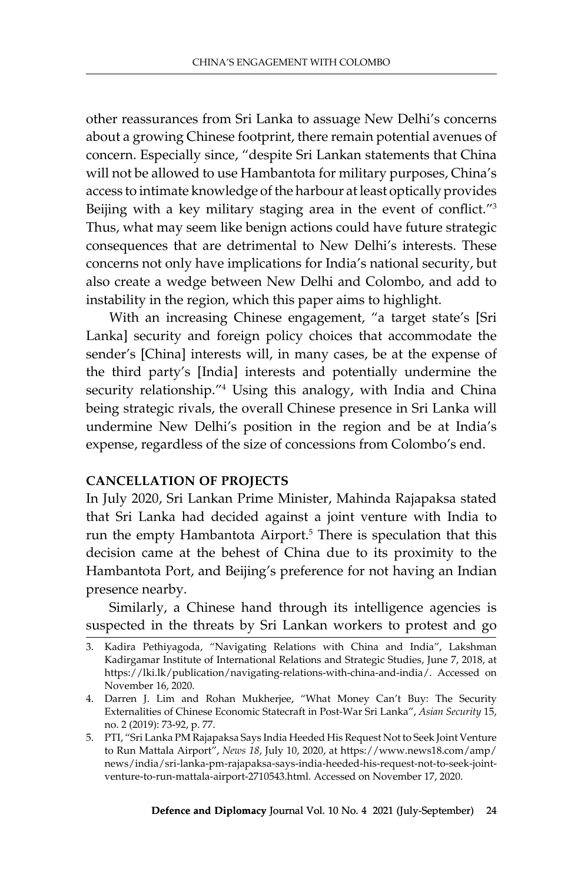other reassurances from Sri Lanka to assuage New Delhi's concerns about a growing Chinese footprint, there remain potential avenues of concern. Especially since, "despite Sri Lankan statements that China will not be allowed to use Hambantota for military purposes, China's access to intimate knowledge of the harbour at least optically provides Beijing with a key military staging area in the event of conflict."[3] Thus, what may seem like benign actions could have future strategic consequences that are detrimental to New Delhi's interests. These concerns not only have implications for India's national security, but also create a wedge between New Delhi and Colombo, and add to instability in the region, which this paper aims to highlight.

With an increasing Chinese engagement, "a target state's [Sri Lanka] security and foreign policy choices that accommodate the sender's [China] interests will, in many cases, be at the expense of the third party's [India] interests and potentially undermine the security relationship."[4] Using this analogy, with India and China being strategic rivals, the overall Chinese presence in Sri Lanka will undermine New Delhi's position in the region and be at India's expense, regardless of the size of concessions from Colombo's end.

**CANCELLATION OF PROJECTS**

In July 2020, Sri Lankan Prime Minister, Mahinda Rajapaksa stated that Sri Lanka had decided against a joint venture with India to run the empty Hambantota Airport.[5] There is speculation that this decision came at the behest of China due to its proximity to the Hambantota Port, and Beijing's preference for not having an Indian presence nearby.

Similarly, a Chinese hand through its intelligence agencies is suspected in the threats by Sri Lankan workers to protest and go

---

3. Kadira Pethiyagoda, "Navigating Relations with China and India", Lakshman Kadirgamar Institute of International Relations and Strategic Studies, June 7, 2018, at https://lki.lk/publication/navigating-relations-with-china-and-india/. Accessed on November 16, 2020.
4. Darren J. Lim and Rohan Mukherjee, "What Money Can't Buy: The Security Externalities of Chinese Economic Statecraft in Post-War Sri Lanka", *Asian Security* 15, no. 2 (2019): 73-92, p. 77.
5. PTI, "Sri Lanka PM Rajapaksa Says India Heeded His Request Not to Seek Joint Venture to Run Mattala Airport", *News 18*, July 10, 2020, at https://www.news18.com/amp/news/india/sri-lanka-pm-rajapaksa-says-india-heeded-his-request-not-to-seek-joint-venture-to-run-mattala-airport-2710543.html. Accessed on November 17, 2020.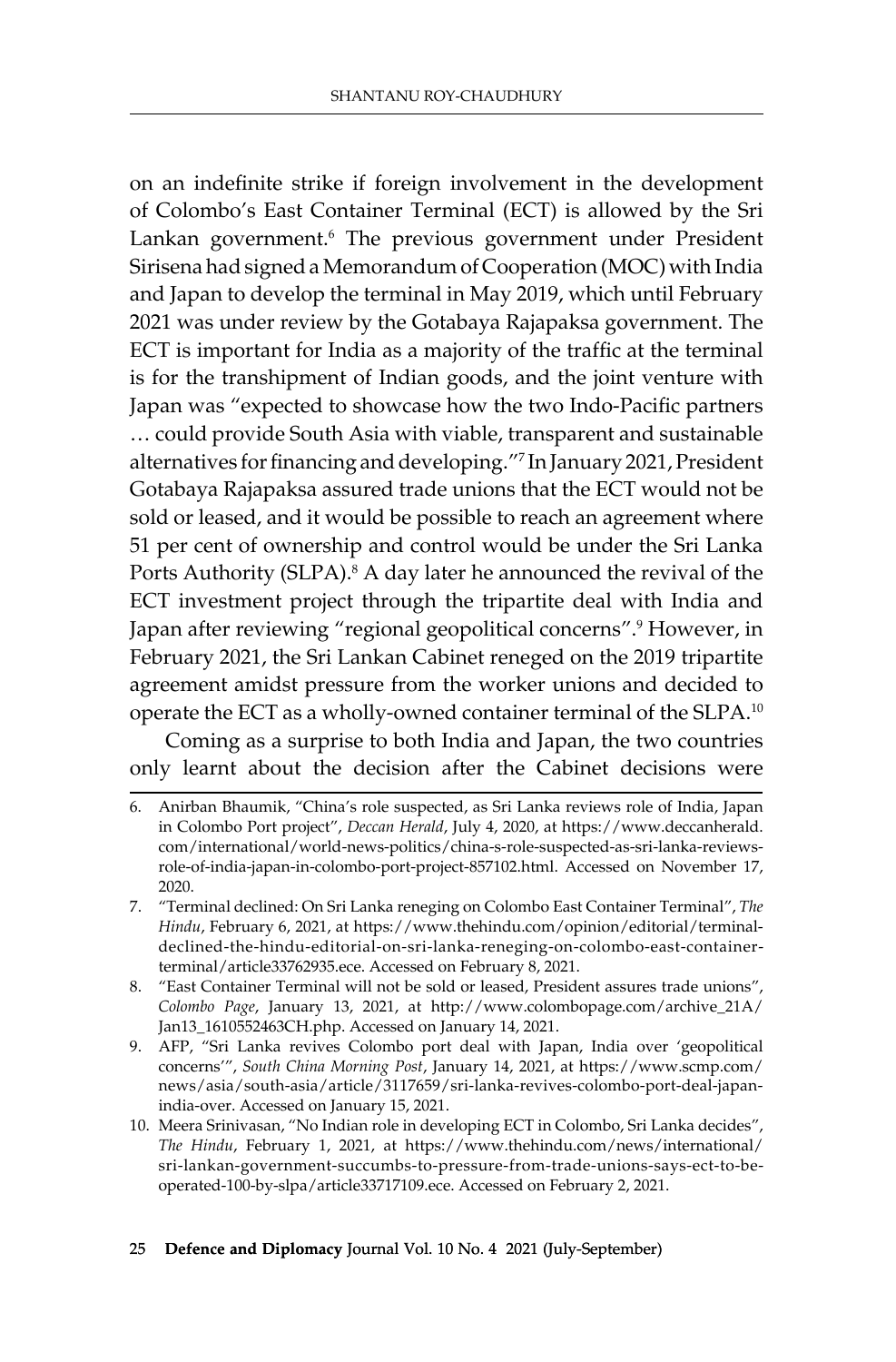on an indefinite strike if foreign involvement in the development of Colombo's East Container Terminal (ECT) is allowed by the Sri Lankan government.[6] The previous government under President Sirisena had signed a Memorandum of Cooperation (MOC) with India and Japan to develop the terminal in May 2019, which until February 2021 was under review by the Gotabaya Rajapaksa government. The ECT is important for India as a majority of the traffic at the terminal is for the transhipment of Indian goods, and the joint venture with Japan was "expected to showcase how the two Indo-Pacific partners … could provide South Asia with viable, transparent and sustainable alternatives for financing and developing."[7] In January 2021, President Gotabaya Rajapaksa assured trade unions that the ECT would not be sold or leased, and it would be possible to reach an agreement where 51 per cent of ownership and control would be under the Sri Lanka Ports Authority (SLPA).[8] A day later he announced the revival of the ECT investment project through the tripartite deal with India and Japan after reviewing "regional geopolitical concerns".[9] However, in February 2021, the Sri Lankan Cabinet reneged on the 2019 tripartite agreement amidst pressure from the worker unions and decided to operate the ECT as a wholly-owned container terminal of the SLPA.[10]

Coming as a surprise to both India and Japan, the two countries only learnt about the decision after the Cabinet decisions were

---

6. Anirban Bhaumik, "China's role suspected, as Sri Lanka reviews role of India, Japan in Colombo Port project", *Deccan Herald*, July 4, 2020, at https://www.deccanherald.com/international/world-news-politics/china-s-role-suspected-as-sri-lanka-reviews-role-of-india-japan-in-colombo-port-project-857102.html. Accessed on November 17, 2020.
7. "Terminal declined: On Sri Lanka reneging on Colombo East Container Terminal", *The Hindu*, February 6, 2021, at https://www.thehindu.com/opinion/editorial/terminal-declined-the-hindu-editorial-on-sri-lanka-reneging-on-colombo-east-container-terminal/article33762935.ece. Accessed on February 8, 2021.
8. "East Container Terminal will not be sold or leased, President assures trade unions", *Colombo Page*, January 13, 2021, at http://www.colombopage.com/archive_21A/Jan13_1610552463CH.php. Accessed on January 14, 2021.
9. AFP, "Sri Lanka revives Colombo port deal with Japan, India over 'geopolitical concerns'", *South China Morning Post*, January 14, 2021, at https://www.scmp.com/news/asia/south-asia/article/3117659/sri-lanka-revives-colombo-port-deal-japan-india-over. Accessed on January 15, 2021.
10. Meera Srinivasan, "No Indian role in developing ECT in Colombo, Sri Lanka decides", *The Hindu*, February 1, 2021, at https://www.thehindu.com/news/international/sri-lankan-government-succumbs-to-pressure-from-trade-unions-says-ect-to-be-operated-100-by-slpa/article33717109.ece. Accessed on February 2, 2021.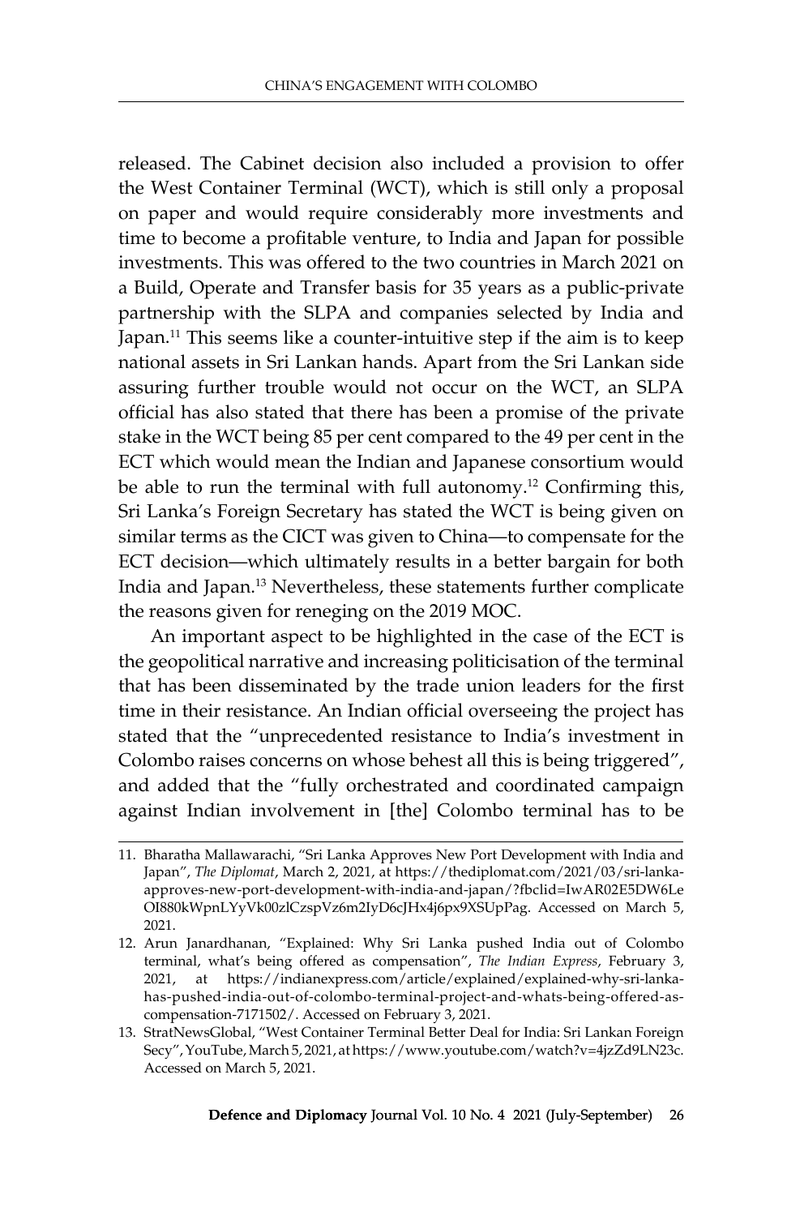released. The Cabinet decision also included a provision to offer the West Container Terminal (WCT), which is still only a proposal on paper and would require considerably more investments and time to become a profitable venture, to India and Japan for possible investments. This was offered to the two countries in March 2021 on a Build, Operate and Transfer basis for 35 years as a public-private partnership with the SLPA and companies selected by India and Japan.[11] This seems like a counter-intuitive step if the aim is to keep national assets in Sri Lankan hands. Apart from the Sri Lankan side assuring further trouble would not occur on the WCT, an SLPA official has also stated that there has been a promise of the private stake in the WCT being 85 per cent compared to the 49 per cent in the ECT which would mean the Indian and Japanese consortium would be able to run the terminal with full autonomy.[12] Confirming this, Sri Lanka's Foreign Secretary has stated the WCT is being given on similar terms as the CICT was given to China—to compensate for the ECT decision—which ultimately results in a better bargain for both India and Japan.[13] Nevertheless, these statements further complicate the reasons given for reneging on the 2019 MOC.

An important aspect to be highlighted in the case of the ECT is the geopolitical narrative and increasing politicisation of the terminal that has been disseminated by the trade union leaders for the first time in their resistance. An Indian official overseeing the project has stated that the "unprecedented resistance to India's investment in Colombo raises concerns on whose behest all this is being triggered", and added that the "fully orchestrated and coordinated campaign against Indian involvement in [the] Colombo terminal has to be

---

11. Bharatha Mallawarachi, "Sri Lanka Approves New Port Development with India and Japan", *The Diplomat*, March 2, 2021, at https://thediplomat.com/2021/03/sri-lanka-approves-new-port-development-with-india-and-japan/?fbclid=IwAR02E5DW6LeOI880kWpnLYyVk00zlCzspVz6m2IyD6cJHx4j6px9XSUpPag. Accessed on March 5, 2021.
12. Arun Janardhanan, "Explained: Why Sri Lanka pushed India out of Colombo terminal, what's being offered as compensation", *The Indian Express*, February 3, 2021, at https://indianexpress.com/article/explained/explained-why-sri-lanka-has-pushed-india-out-of-colombo-terminal-project-and-whats-being-offered-as-compensation-7171502/. Accessed on February 3, 2021.
13. StratNewsGlobal, "West Container Terminal Better Deal for India: Sri Lankan Foreign Secy", YouTube, March 5, 2021, at https://www.youtube.com/watch?v=4jzZd9LN23c. Accessed on March 5, 2021.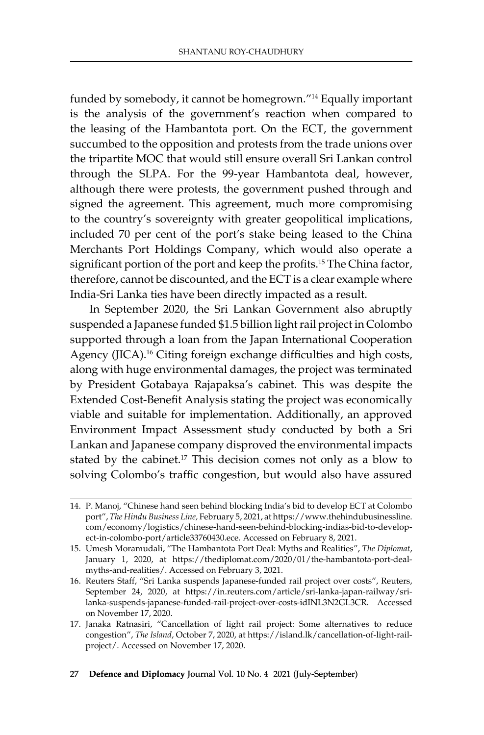funded by somebody, it cannot be homegrown."[14] Equally important is the analysis of the government's reaction when compared to the leasing of the Hambantota port. On the ECT, the government succumbed to the opposition and protests from the trade unions over the tripartite MOC that would still ensure overall Sri Lankan control through the SLPA. For the 99-year Hambantota deal, however, although there were protests, the government pushed through and signed the agreement. This agreement, much more compromising to the country's sovereignty with greater geopolitical implications, included 70 per cent of the port's stake being leased to the China Merchants Port Holdings Company, which would also operate a significant portion of the port and keep the profits.[15] The China factor, therefore, cannot be discounted, and the ECT is a clear example where India-Sri Lanka ties have been directly impacted as a result.

In September 2020, the Sri Lankan Government also abruptly suspended a Japanese funded $1.5 billion light rail project in Colombo supported through a loan from the Japan International Cooperation Agency (JICA).[16] Citing foreign exchange difficulties and high costs, along with huge environmental damages, the project was terminated by President Gotabaya Rajapaksa's cabinet. This was despite the Extended Cost-Benefit Analysis stating the project was economically viable and suitable for implementation. Additionally, an approved Environment Impact Assessment study conducted by both a Sri Lankan and Japanese company disproved the environmental impacts stated by the cabinet.[17] This decision comes not only as a blow to solving Colombo's traffic congestion, but would also have assured

---

14. P. Manoj, "Chinese hand seen behind blocking India's bid to develop ECT at Colombo port", *The Hindu Business Line,* February 5, 2021, at https://www.thehindubusinessline.com/economy/logistics/chinese-hand-seen-behind-blocking-indias-bid-to-develop-ect-in-colombo-port/article33760430.ece. Accessed on February 8, 2021.
15. Umesh Moramudali, "The Hambantota Port Deal: Myths and Realities", *The Diplomat*, January 1, 2020, at https://thediplomat.com/2020/01/the-hambantota-port-deal-myths-and-realities/. Accessed on February 3, 2021.
16. Reuters Staff, "Sri Lanka suspends Japanese-funded rail project over costs", Reuters, September 24, 2020, at https://in.reuters.com/article/sri-lanka-japan-railway/sri-lanka-suspends-japanese-funded-rail-project-over-costs-idINL3N2GL3CR. Accessed on November 17, 2020.
17. Janaka Ratnasiri, "Cancellation of light rail project: Some alternatives to reduce congestion", *The Island*, October 7, 2020, at https://island.lk/cancellation-of-light-rail-project/. Accessed on November 17, 2020.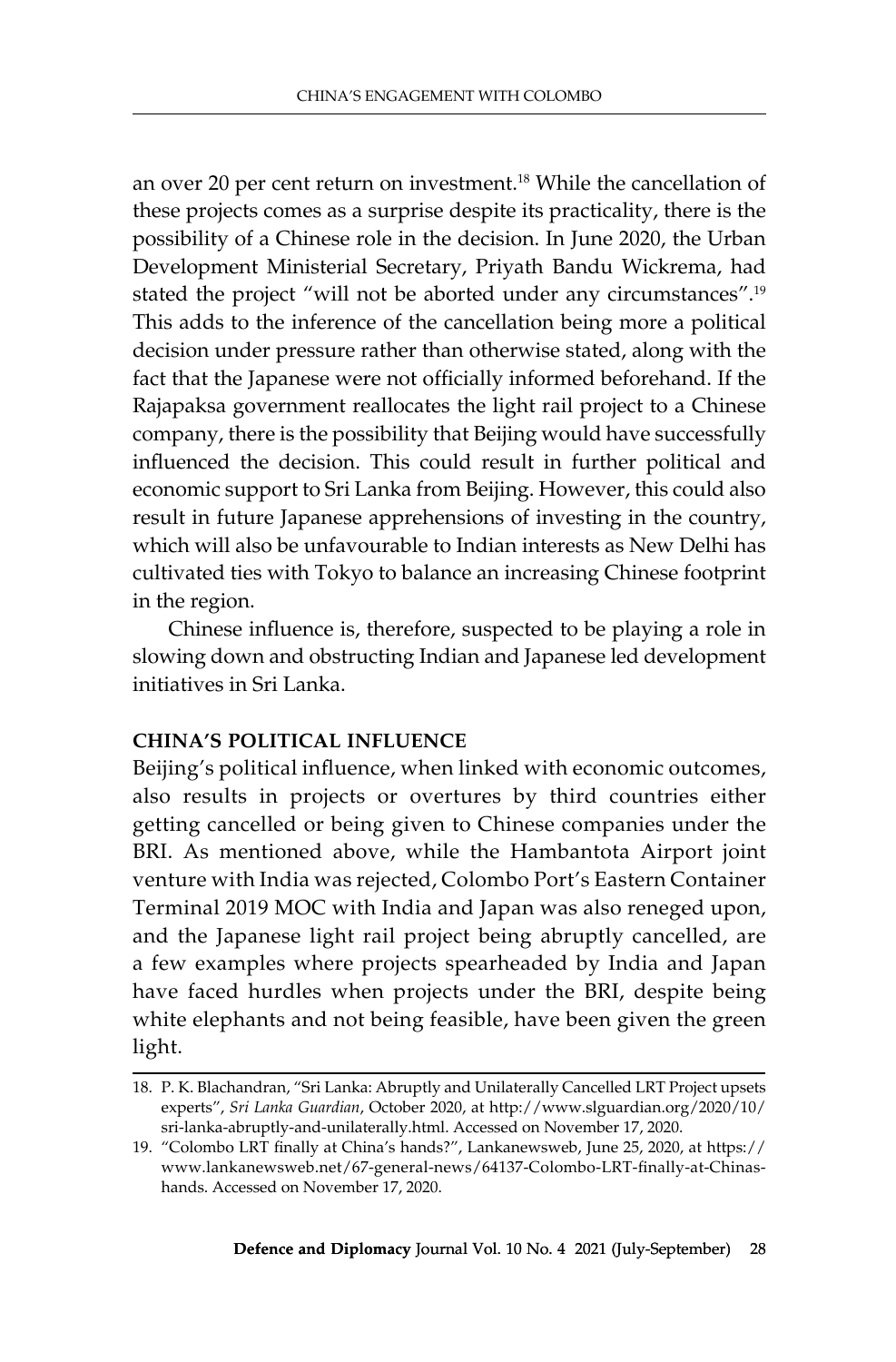an over 20 per cent return on investment.[18] While the cancellation of these projects comes as a surprise despite its practicality, there is the possibility of a Chinese role in the decision. In June 2020, the Urban Development Ministerial Secretary, Priyath Bandu Wickrema, had stated the project "will not be aborted under any circumstances".[19] This adds to the inference of the cancellation being more a political decision under pressure rather than otherwise stated, along with the fact that the Japanese were not officially informed beforehand. If the Rajapaksa government reallocates the light rail project to a Chinese company, there is the possibility that Beijing would have successfully influenced the decision. This could result in further political and economic support to Sri Lanka from Beijing. However, this could also result in future Japanese apprehensions of investing in the country, which will also be unfavourable to Indian interests as New Delhi has cultivated ties with Tokyo to balance an increasing Chinese footprint in the region.

Chinese influence is, therefore, suspected to be playing a role in slowing down and obstructing Indian and Japanese led development initiatives in Sri Lanka.

## CHINA'S POLITICAL INFLUENCE

Beijing's political influence, when linked with economic outcomes, also results in projects or overtures by third countries either getting cancelled or being given to Chinese companies under the BRI. As mentioned above, while the Hambantota Airport joint venture with India was rejected, Colombo Port's Eastern Container Terminal 2019 MOC with India and Japan was also reneged upon, and the Japanese light rail project being abruptly cancelled, are a few examples where projects spearheaded by India and Japan have faced hurdles when projects under the BRI, despite being white elephants and not being feasible, have been given the green light.

---

18. P. K. Blachandran, "Sri Lanka: Abruptly and Unilaterally Cancelled LRT Project upsets experts", *Sri Lanka Guardian*, October 2020, at http://www.slguardian.org/2020/10/sri-lanka-abruptly-and-unilaterally.html. Accessed on November 17, 2020.
19. "Colombo LRT finally at China's hands?", Lankanewsweb, June 25, 2020, at https://www.lankanewsweb.net/67-general-news/64137-Colombo-LRT-finally-at-Chinas-hands. Accessed on November 17, 2020.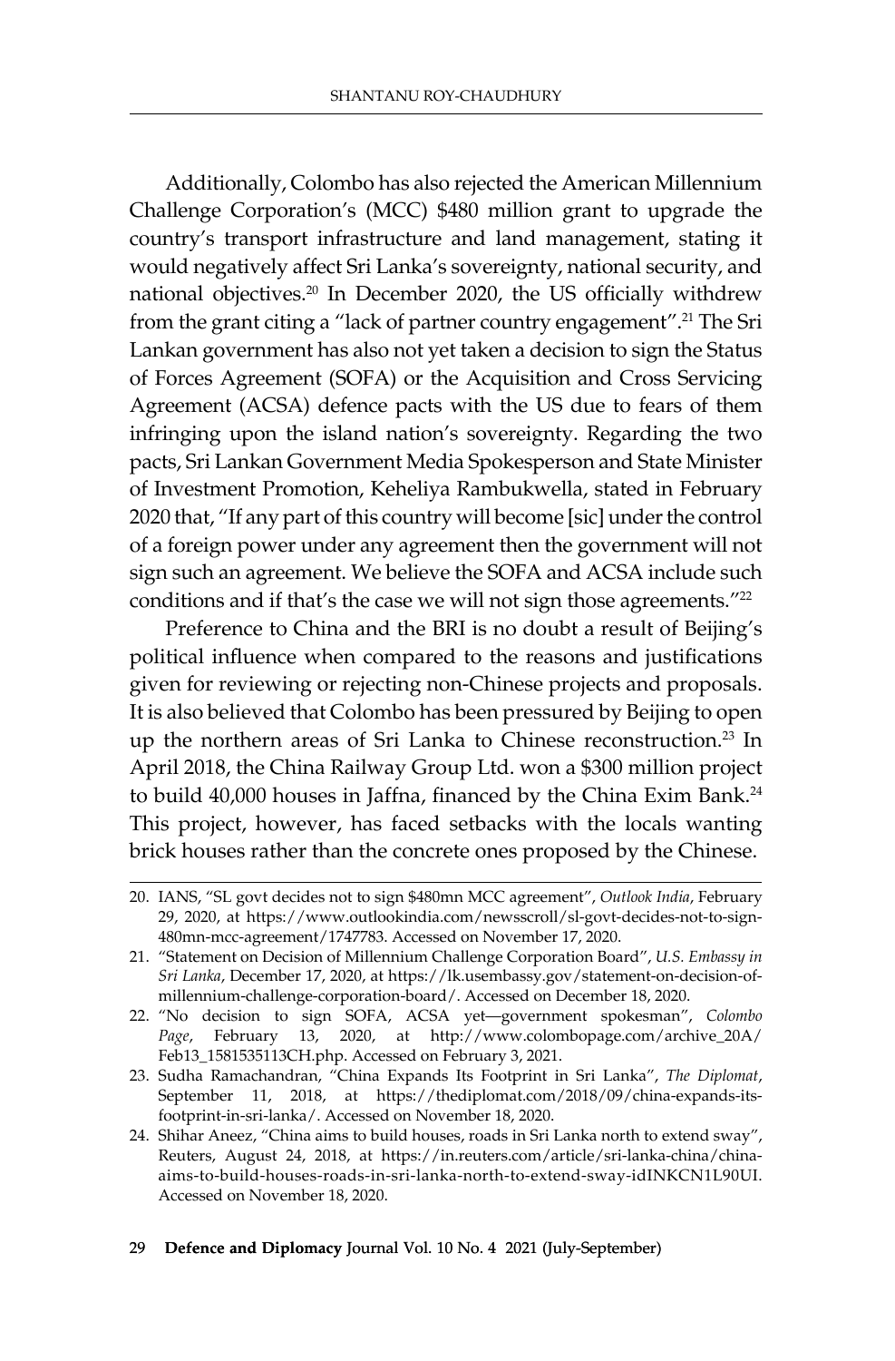Additionally, Colombo has also rejected the American Millennium Challenge Corporation's (MCC) $480 million grant to upgrade the country's transport infrastructure and land management, stating it would negatively affect Sri Lanka's sovereignty, national security, and national objectives.[20] In December 2020, the US officially withdrew from the grant citing a "lack of partner country engagement".[21] The Sri Lankan government has also not yet taken a decision to sign the Status of Forces Agreement (SOFA) or the Acquisition and Cross Servicing Agreement (ACSA) defence pacts with the US due to fears of them infringing upon the island nation's sovereignty. Regarding the two pacts, Sri Lankan Government Media Spokesperson and State Minister of Investment Promotion, Keheliya Rambukwella, stated in February 2020 that, "If any part of this country will become [sic] under the control of a foreign power under any agreement then the government will not sign such an agreement. We believe the SOFA and ACSA include such conditions and if that's the case we will not sign those agreements."[22]

Preference to China and the BRI is no doubt a result of Beijing's political influence when compared to the reasons and justifications given for reviewing or rejecting non-Chinese projects and proposals. It is also believed that Colombo has been pressured by Beijing to open up the northern areas of Sri Lanka to Chinese reconstruction.[23] In April 2018, the China Railway Group Ltd. won a $300 million project to build 40,000 houses in Jaffna, financed by the China Exim Bank.[24] This project, however, has faced setbacks with the locals wanting brick houses rather than the concrete ones proposed by the Chinese.

---

20. IANS, "SL govt decides not to sign $480mn MCC agreement", *Outlook India*, February 29, 2020, at https://www.outlookindia.com/newsscroll/sl-govt-decides-not-to-sign-480mn-mcc-agreement/1747783. Accessed on November 17, 2020.
21. "Statement on Decision of Millennium Challenge Corporation Board", *U.S. Embassy in Sri Lanka*, December 17, 2020, at https://lk.usembassy.gov/statement-on-decision-of-millennium-challenge-corporation-board/. Accessed on December 18, 2020.
22. "No decision to sign SOFA, ACSA yet—government spokesman", *Colombo Page*, February 13, 2020, at http://www.colombopage.com/archive_20A/Feb13_1581535113CH.php. Accessed on February 3, 2021.
23. Sudha Ramachandran, "China Expands Its Footprint in Sri Lanka", *The Diplomat*, September 11, 2018, at https://thediplomat.com/2018/09/china-expands-its-footprint-in-sri-lanka/. Accessed on November 18, 2020.
24. Shihar Aneez, "China aims to build houses, roads in Sri Lanka north to extend sway", Reuters, August 24, 2018, at https://in.reuters.com/article/sri-lanka-china/china-aims-to-build-houses-roads-in-sri-lanka-north-to-extend-sway-idINKCN1L90UI. Accessed on November 18, 2020.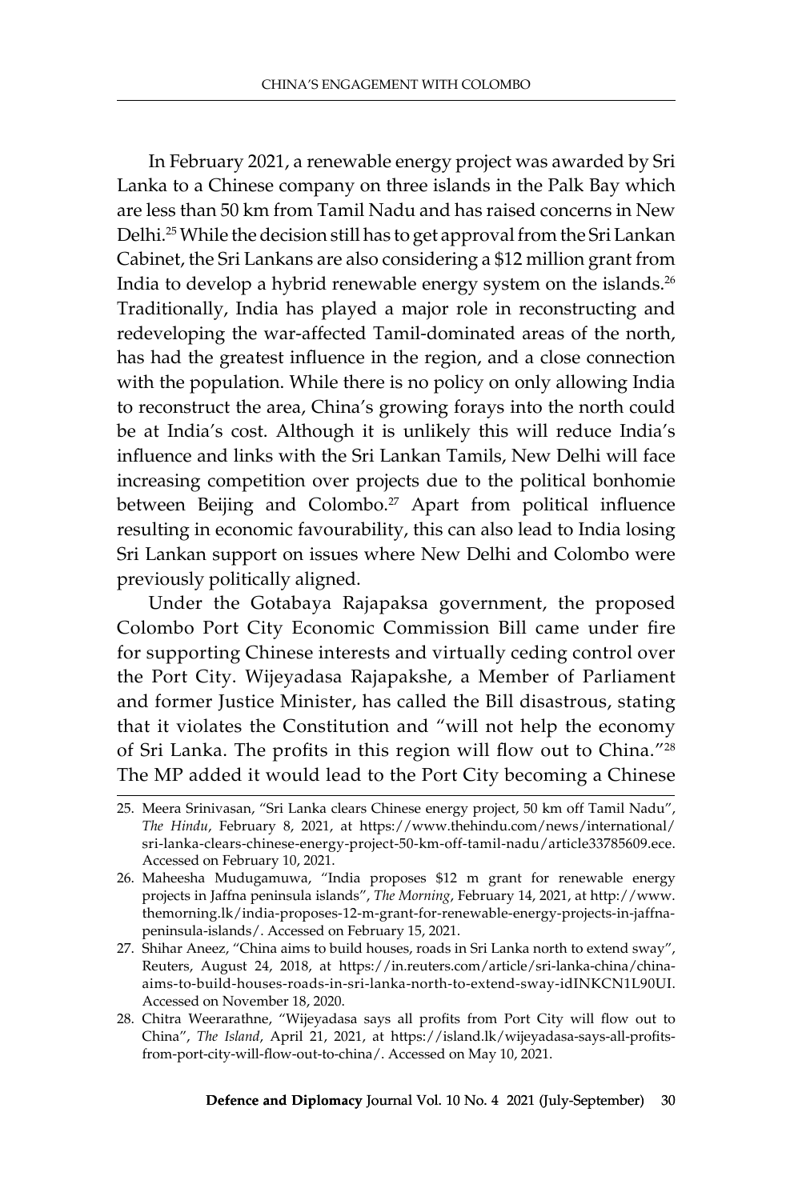In February 2021, a renewable energy project was awarded by Sri Lanka to a Chinese company on three islands in the Palk Bay which are less than 50 km from Tamil Nadu and has raised concerns in New Delhi.[25] While the decision still has to get approval from the Sri Lankan Cabinet, the Sri Lankans are also considering a $12 million grant from India to develop a hybrid renewable energy system on the islands.[26] Traditionally, India has played a major role in reconstructing and redeveloping the war-affected Tamil-dominated areas of the north, has had the greatest influence in the region, and a close connection with the population. While there is no policy on only allowing India to reconstruct the area, China's growing forays into the north could be at India's cost. Although it is unlikely this will reduce India's influence and links with the Sri Lankan Tamils, New Delhi will face increasing competition over projects due to the political bonhomie between Beijing and Colombo.[27] Apart from political influence resulting in economic favourability, this can also lead to India losing Sri Lankan support on issues where New Delhi and Colombo were previously politically aligned.

Under the Gotabaya Rajapaksa government, the proposed Colombo Port City Economic Commission Bill came under fire for supporting Chinese interests and virtually ceding control over the Port City. Wijeyadasa Rajapakshe, a Member of Parliament and former Justice Minister, has called the Bill disastrous, stating that it violates the Constitution and "will not help the economy of Sri Lanka. The profits in this region will flow out to China."[28] The MP added it would lead to the Port City becoming a Chinese

---

25. Meera Srinivasan, "Sri Lanka clears Chinese energy project, 50 km off Tamil Nadu", *The Hindu*, February 8, 2021, at https://www.thehindu.com/news/international/sri-lanka-clears-chinese-energy-project-50-km-off-tamil-nadu/article33785609.ece. Accessed on February 10, 2021.
26. Maheesha Mudugamuwa, "India proposes $12 m grant for renewable energy projects in Jaffna peninsula islands", *The Morning*, February 14, 2021, at http://www.themorning.lk/india-proposes-12-m-grant-for-renewable-energy-projects-in-jaffna-peninsula-islands/. Accessed on February 15, 2021.
27. Shihar Aneez, "China aims to build houses, roads in Sri Lanka north to extend sway", Reuters, August 24, 2018, at https://in.reuters.com/article/sri-lanka-china/china-aims-to-build-houses-roads-in-sri-lanka-north-to-extend-sway-idINKCN1L90UI. Accessed on November 18, 2020.
28. Chitra Weerarathne, "Wijeyadasa says all profits from Port City will flow out to China", *The Island*, April 21, 2021, at https://island.lk/wijeyadasa-says-all-profits-from-port-city-will-flow-out-to-china/. Accessed on May 10, 2021.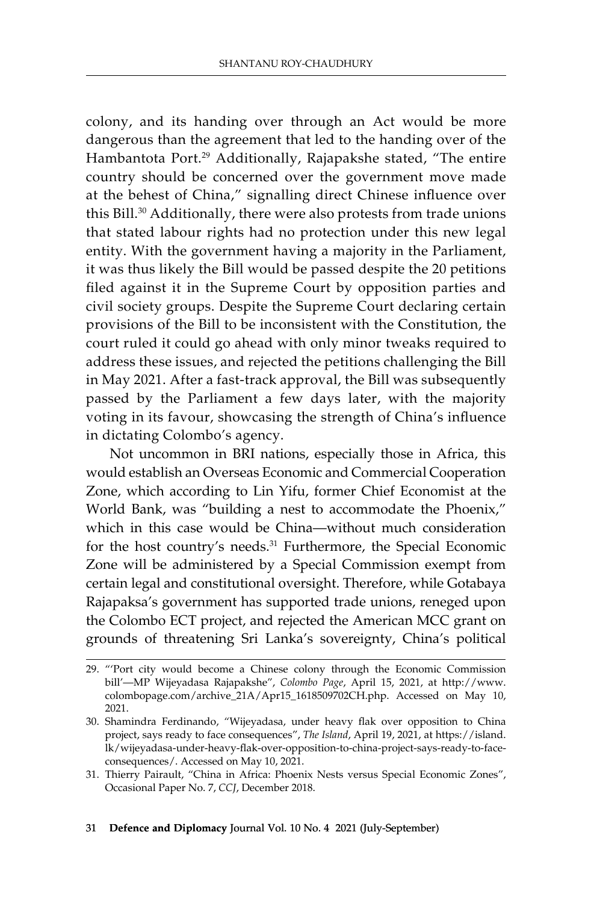colony, and its handing over through an Act would be more dangerous than the agreement that led to the handing over of the Hambantota Port.[29] Additionally, Rajapakshe stated, "The entire country should be concerned over the government move made at the behest of China," signalling direct Chinese influence over this Bill.[30] Additionally, there were also protests from trade unions that stated labour rights had no protection under this new legal entity. With the government having a majority in the Parliament, it was thus likely the Bill would be passed despite the 20 petitions filed against it in the Supreme Court by opposition parties and civil society groups. Despite the Supreme Court declaring certain provisions of the Bill to be inconsistent with the Constitution, the court ruled it could go ahead with only minor tweaks required to address these issues, and rejected the petitions challenging the Bill in May 2021. After a fast-track approval, the Bill was subsequently passed by the Parliament a few days later, with the majority voting in its favour, showcasing the strength of China's influence in dictating Colombo's agency.

Not uncommon in BRI nations, especially those in Africa, this would establish an Overseas Economic and Commercial Cooperation Zone, which according to Lin Yifu, former Chief Economist at the World Bank, was "building a nest to accommodate the Phoenix," which in this case would be China—without much consideration for the host country's needs.[31] Furthermore, the Special Economic Zone will be administered by a Special Commission exempt from certain legal and constitutional oversight. Therefore, while Gotabaya Rajapaksa's government has supported trade unions, reneged upon the Colombo ECT project, and rejected the American MCC grant on grounds of threatening Sri Lanka's sovereignty, China's political

---

29. "'Port city would become a Chinese colony through the Economic Commission bill'—MP Wijeyadasa Rajapakshe", *Colombo Page*, April 15, 2021, at http://www.colombopage.com/archive_21A/Apr15_1618509702CH.php. Accessed on May 10, 2021.
30. Shamindra Ferdinando, "Wijeyadasa, under heavy flak over opposition to China project, says ready to face consequences", *The Island*, April 19, 2021, at https://island.lk/wijeyadasa-under-heavy-flak-over-opposition-to-china-project-says-ready-to-face-consequences/. Accessed on May 10, 2021.
31. Thierry Pairault, "China in Africa: Phoenix Nests versus Special Economic Zones", Occasional Paper No. 7, *CCJ*, December 2018.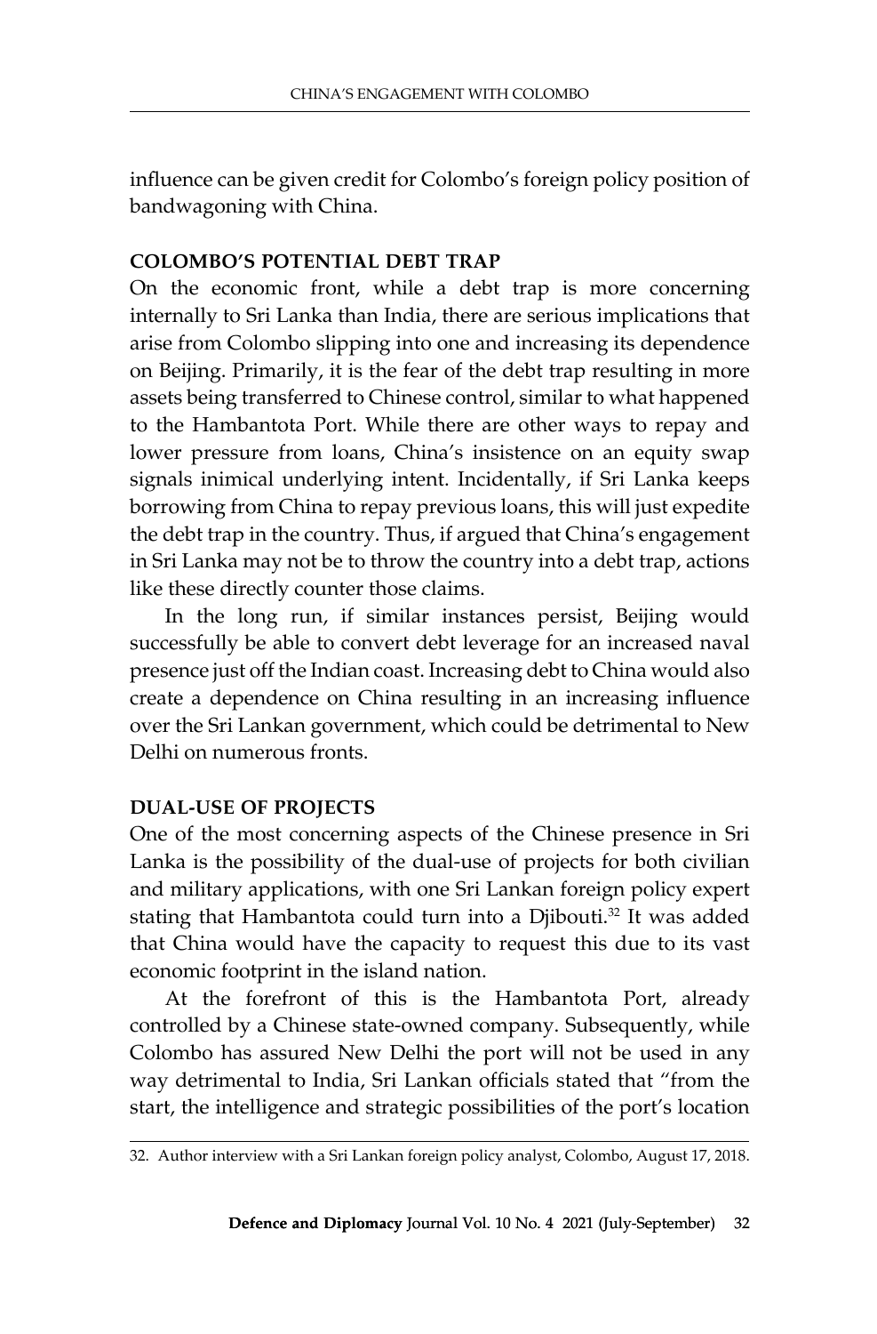influence can be given credit for Colombo's foreign policy position of bandwagoning with China.

## COLOMBO'S POTENTIAL DEBT TRAP

On the economic front, while a debt trap is more concerning internally to Sri Lanka than India, there are serious implications that arise from Colombo slipping into one and increasing its dependence on Beijing. Primarily, it is the fear of the debt trap resulting in more assets being transferred to Chinese control, similar to what happened to the Hambantota Port. While there are other ways to repay and lower pressure from loans, China's insistence on an equity swap signals inimical underlying intent. Incidentally, if Sri Lanka keeps borrowing from China to repay previous loans, this will just expedite the debt trap in the country. Thus, if argued that China's engagement in Sri Lanka may not be to throw the country into a debt trap, actions like these directly counter those claims.

In the long run, if similar instances persist, Beijing would successfully be able to convert debt leverage for an increased naval presence just off the Indian coast. Increasing debt to China would also create a dependence on China resulting in an increasing influence over the Sri Lankan government, which could be detrimental to New Delhi on numerous fronts.

## DUAL-USE OF PROJECTS

One of the most concerning aspects of the Chinese presence in Sri Lanka is the possibility of the dual-use of projects for both civilian and military applications, with one Sri Lankan foreign policy expert stating that Hambantota could turn into a Djibouti.[32] It was added that China would have the capacity to request this due to its vast economic footprint in the island nation.

At the forefront of this is the Hambantota Port, already controlled by a Chinese state-owned company. Subsequently, while Colombo has assured New Delhi the port will not be used in any way detrimental to India, Sri Lankan officials stated that "from the start, the intelligence and strategic possibilities of the port's location

32. Author interview with a Sri Lankan foreign policy analyst, Colombo, August 17, 2018.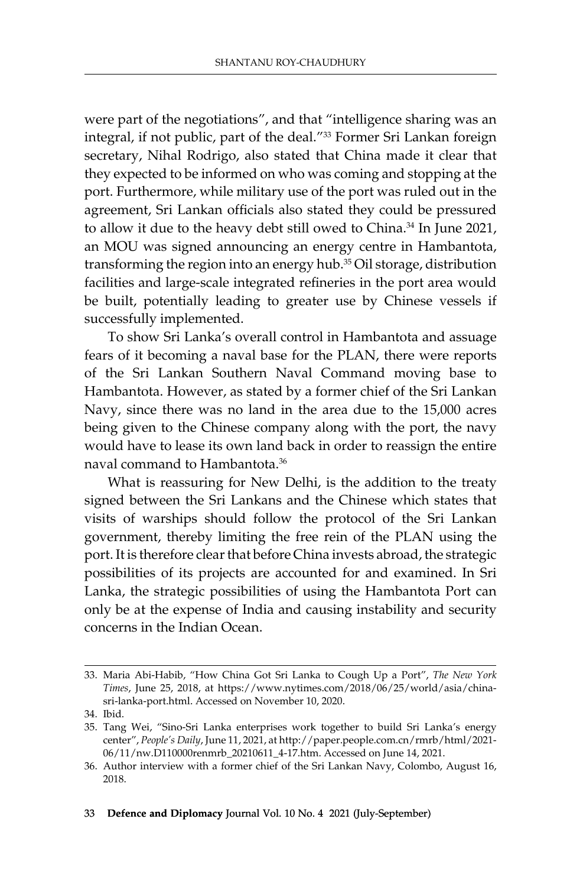were part of the negotiations", and that "intelligence sharing was an integral, if not public, part of the deal."[33] Former Sri Lankan foreign secretary, Nihal Rodrigo, also stated that China made it clear that they expected to be informed on who was coming and stopping at the port. Furthermore, while military use of the port was ruled out in the agreement, Sri Lankan officials also stated they could be pressured to allow it due to the heavy debt still owed to China.[34] In June 2021, an MOU was signed announcing an energy centre in Hambantota, transforming the region into an energy hub.[35] Oil storage, distribution facilities and large-scale integrated refineries in the port area would be built, potentially leading to greater use by Chinese vessels if successfully implemented.

To show Sri Lanka's overall control in Hambantota and assuage fears of it becoming a naval base for the PLAN, there were reports of the Sri Lankan Southern Naval Command moving base to Hambantota. However, as stated by a former chief of the Sri Lankan Navy, since there was no land in the area due to the 15,000 acres being given to the Chinese company along with the port, the navy would have to lease its own land back in order to reassign the entire naval command to Hambantota.[36]

What is reassuring for New Delhi, is the addition to the treaty signed between the Sri Lankans and the Chinese which states that visits of warships should follow the protocol of the Sri Lankan government, thereby limiting the free rein of the PLAN using the port. It is therefore clear that before China invests abroad, the strategic possibilities of its projects are accounted for and examined. In Sri Lanka, the strategic possibilities of using the Hambantota Port can only be at the expense of India and causing instability and security concerns in the Indian Ocean.

---

33. Maria Abi-Habib, "How China Got Sri Lanka to Cough Up a Port", *The New York Times*, June 25, 2018, at https://www.nytimes.com/2018/06/25/world/asia/china-sri-lanka-port.html. Accessed on November 10, 2020.
34. Ibid.
35. Tang Wei, "Sino-Sri Lanka enterprises work together to build Sri Lanka's energy center", *People's Daily*, June 11, 2021, at http://paper.people.com.cn/rmrb/html/2021-06/11/nw.D110000renmrb_20210611_4-17.htm. Accessed on June 14, 2021.
36. Author interview with a former chief of the Sri Lankan Navy, Colombo, August 16, 2018.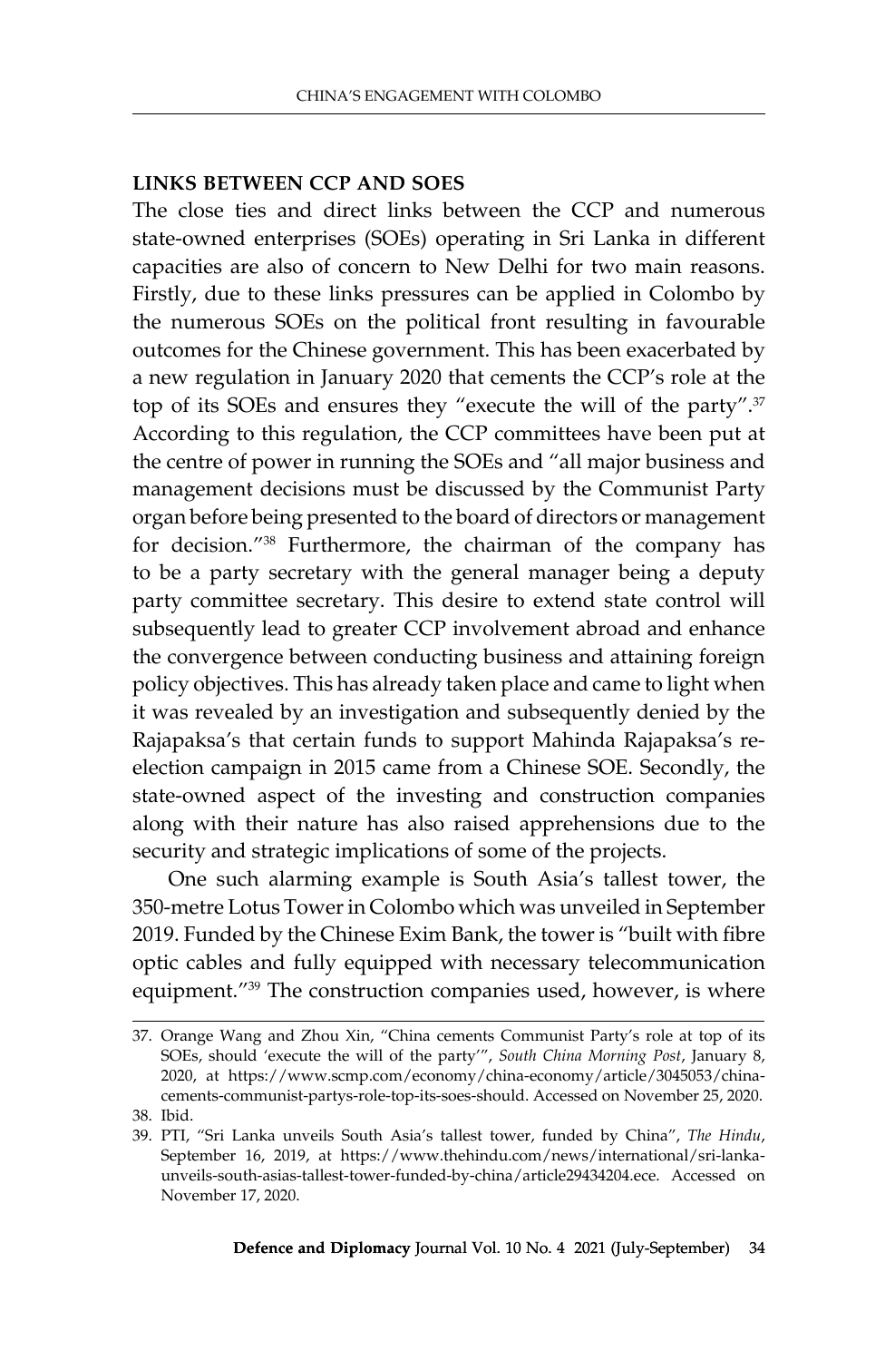## LINKS BETWEEN CCP AND SOES

The close ties and direct links between the CCP and numerous state-owned enterprises (SOEs) operating in Sri Lanka in different capacities are also of concern to New Delhi for two main reasons. Firstly, due to these links pressures can be applied in Colombo by the numerous SOEs on the political front resulting in favourable outcomes for the Chinese government. This has been exacerbated by a new regulation in January 2020 that cements the CCP's role at the top of its SOEs and ensures they "execute the will of the party".[37] According to this regulation, the CCP committees have been put at the centre of power in running the SOEs and "all major business and management decisions must be discussed by the Communist Party organ before being presented to the board of directors or management for decision."[38] Furthermore, the chairman of the company has to be a party secretary with the general manager being a deputy party committee secretary. This desire to extend state control will subsequently lead to greater CCP involvement abroad and enhance the convergence between conducting business and attaining foreign policy objectives. This has already taken place and came to light when it was revealed by an investigation and subsequently denied by the Rajapaksa's that certain funds to support Mahinda Rajapaksa's re-election campaign in 2015 came from a Chinese SOE. Secondly, the state-owned aspect of the investing and construction companies along with their nature has also raised apprehensions due to the security and strategic implications of some of the projects.

One such alarming example is South Asia's tallest tower, the 350-metre Lotus Tower in Colombo which was unveiled in September 2019. Funded by the Chinese Exim Bank, the tower is "built with fibre optic cables and fully equipped with necessary telecommunication equipment."[39] The construction companies used, however, is where

---

37. Orange Wang and Zhou Xin, "China cements Communist Party's role at top of its SOEs, should 'execute the will of the party'", *South China Morning Post*, January 8, 2020, at https://www.scmp.com/economy/china-economy/article/3045053/china-cements-communist-partys-role-top-its-soes-should. Accessed on November 25, 2020.
38. Ibid.
39. PTI, "Sri Lanka unveils South Asia's tallest tower, funded by China", *The Hindu*, September 16, 2019, at https://www.thehindu.com/news/international/sri-lanka-unveils-south-asias-tallest-tower-funded-by-china/article29434204.ece. Accessed on November 17, 2020.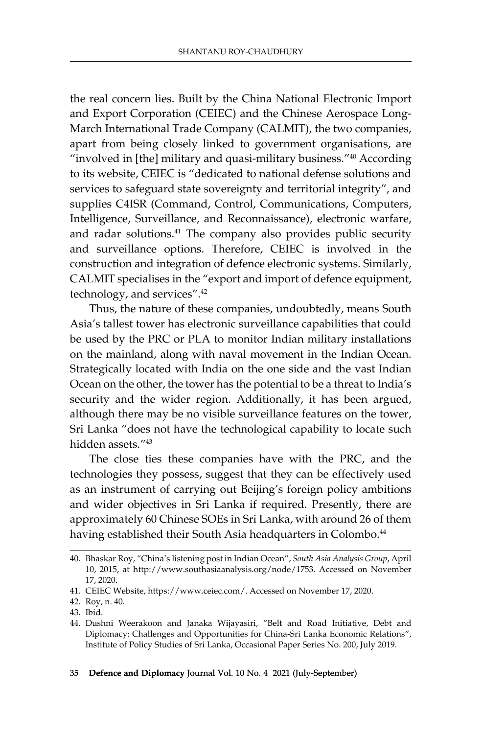the real concern lies. Built by the China National Electronic Import and Export Corporation (CEIEC) and the Chinese Aerospace Long-March International Trade Company (CALMIT), the two companies, apart from being closely linked to government organisations, are "involved in [the] military and quasi-military business."[40] According to its website, CEIEC is "dedicated to national defense solutions and services to safeguard state sovereignty and territorial integrity", and supplies C4ISR (Command, Control, Communications, Computers, Intelligence, Surveillance, and Reconnaissance), electronic warfare, and radar solutions.[41] The company also provides public security and surveillance options. Therefore, CEIEC is involved in the construction and integration of defence electronic systems. Similarly, CALMIT specialises in the "export and import of defence equipment, technology, and services".[42]

Thus, the nature of these companies, undoubtedly, means South Asia's tallest tower has electronic surveillance capabilities that could be used by the PRC or PLA to monitor Indian military installations on the mainland, along with naval movement in the Indian Ocean. Strategically located with India on the one side and the vast Indian Ocean on the other, the tower has the potential to be a threat to India's security and the wider region. Additionally, it has been argued, although there may be no visible surveillance features on the tower, Sri Lanka "does not have the technological capability to locate such hidden assets."[43]

The close ties these companies have with the PRC, and the technologies they possess, suggest that they can be effectively used as an instrument of carrying out Beijing's foreign policy ambitions and wider objectives in Sri Lanka if required. Presently, there are approximately 60 Chinese SOEs in Sri Lanka, with around 26 of them having established their South Asia headquarters in Colombo.[44]

---

40. Bhaskar Roy, "China's listening post in Indian Ocean", *South Asia Analysis Group*, April 10, 2015, at http://www.southasiaanalysis.org/node/1753. Accessed on November 17, 2020.
41. CEIEC Website, https://www.ceiec.com/. Accessed on November 17, 2020.
42. Roy, n. 40.
43. Ibid.
44. Dushni Weerakoon and Janaka Wijayasiri, "Belt and Road Initiative, Debt and Diplomacy: Challenges and Opportunities for China-Sri Lanka Economic Relations", Institute of Policy Studies of Sri Lanka, Occasional Paper Series No. 200, July 2019.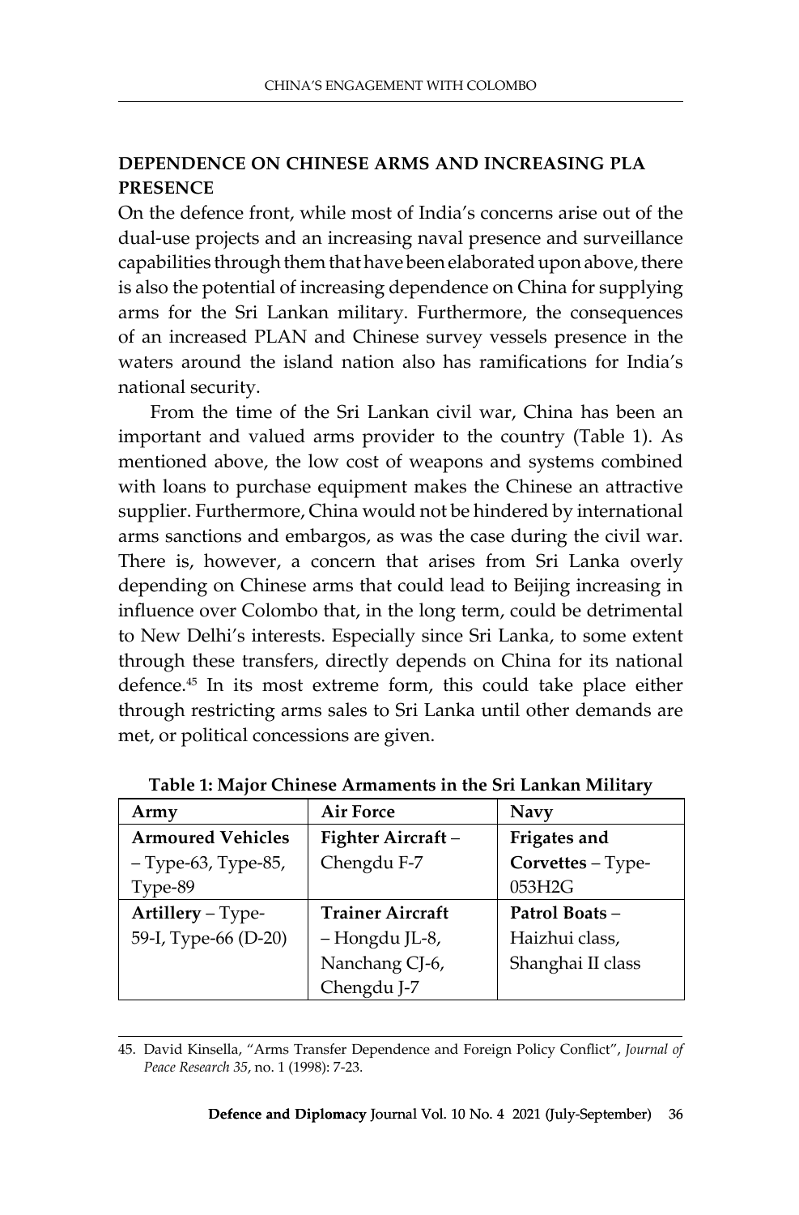## DEPENDENCE ON CHINESE ARMS AND INCREASING PLA PRESENCE

On the defence front, while most of India's concerns arise out of the dual-use projects and an increasing naval presence and surveillance capabilities through them that have been elaborated upon above, there is also the potential of increasing dependence on China for supplying arms for the Sri Lankan military. Furthermore, the consequences of an increased PLAN and Chinese survey vessels presence in the waters around the island nation also has ramifications for India's national security.

From the time of the Sri Lankan civil war, China has been an important and valued arms provider to the country (Table 1). As mentioned above, the low cost of weapons and systems combined with loans to purchase equipment makes the Chinese an attractive supplier. Furthermore, China would not be hindered by international arms sanctions and embargos, as was the case during the civil war. There is, however, a concern that arises from Sri Lanka overly depending on Chinese arms that could lead to Beijing increasing in influence over Colombo that, in the long term, could be detrimental to New Delhi's interests. Especially since Sri Lanka, to some extent through these transfers, directly depends on China for its national defence.[45] In its most extreme form, this could take place either through restricting arms sales to Sri Lanka until other demands are met, or political concessions are given.

**Table 1: Major Chinese Armaments in the Sri Lankan Military**

| Army | Air Force | Navy |
|---|---|---|
| **Armoured Vehicles** – Type-63, Type-85, Type-89 | **Fighter Aircraft** – Chengdu F-7 | **Frigates and Corvettes** – Type-053H2G |
| **Artillery** – Type-59-I, Type-66 (D-20) | **Trainer Aircraft** – Hongdu JL-8, Nanchang CJ-6, Chengdu J-7 | **Patrol Boats** – Haizhui class, Shanghai II class |

45. David Kinsella, "Arms Transfer Dependence and Foreign Policy Conflict", *Journal of Peace Research 35*, no. 1 (1998): 7-23.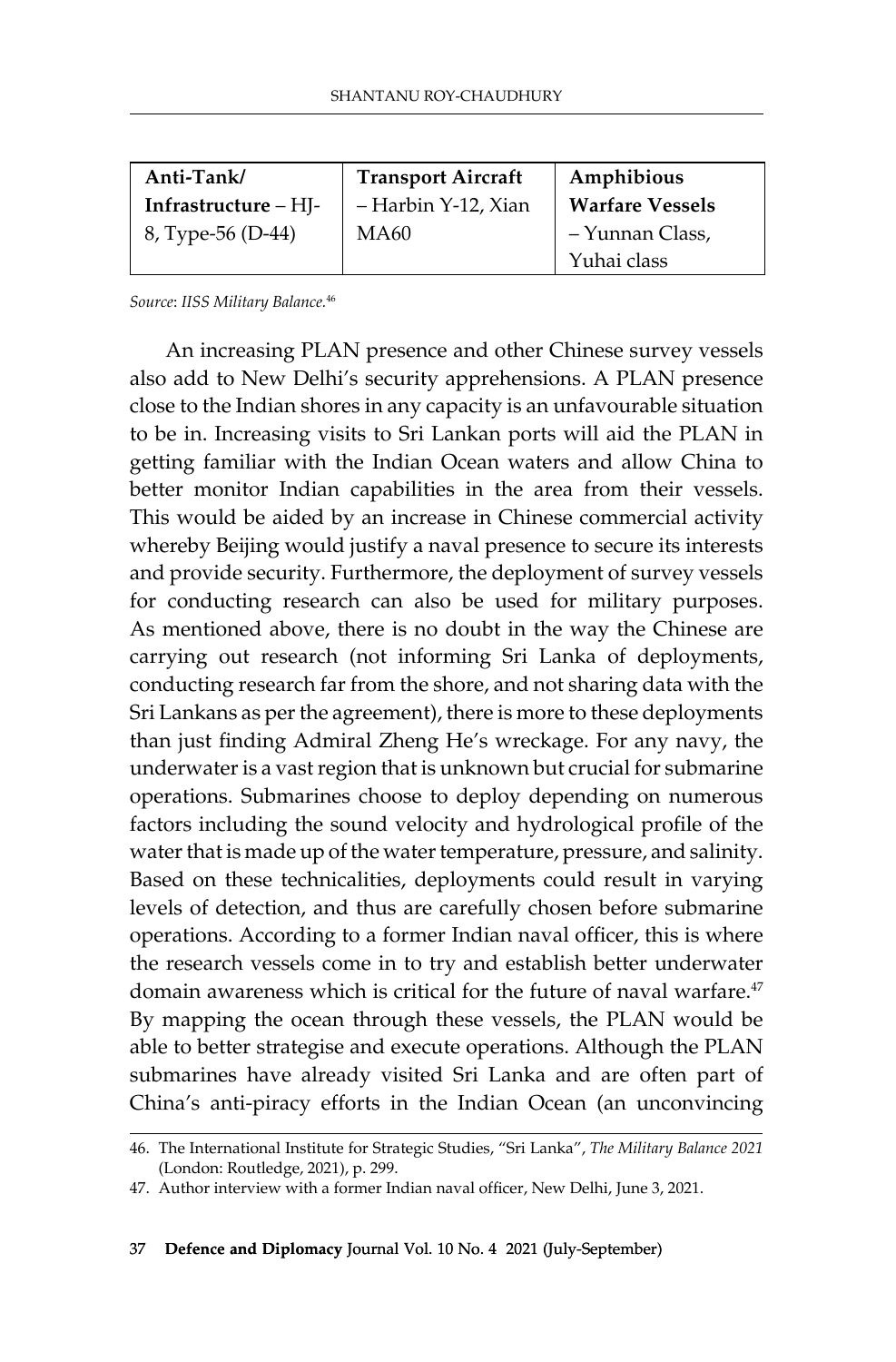| Anti-Tank/ Infrastructure – HJ-8, Type-56 (D-44) | Transport Aircraft – Harbin Y-12, Xian MA60 | Amphibious Warfare Vessels – Yunnan Class, Yuhai class |
|---|---|---|

*Source*: *IISS Military Balance.*[46]

An increasing PLAN presence and other Chinese survey vessels also add to New Delhi's security apprehensions. A PLAN presence close to the Indian shores in any capacity is an unfavourable situation to be in. Increasing visits to Sri Lankan ports will aid the PLAN in getting familiar with the Indian Ocean waters and allow China to better monitor Indian capabilities in the area from their vessels. This would be aided by an increase in Chinese commercial activity whereby Beijing would justify a naval presence to secure its interests and provide security. Furthermore, the deployment of survey vessels for conducting research can also be used for military purposes. As mentioned above, there is no doubt in the way the Chinese are carrying out research (not informing Sri Lanka of deployments, conducting research far from the shore, and not sharing data with the Sri Lankans as per the agreement), there is more to these deployments than just finding Admiral Zheng He's wreckage. For any navy, the underwater is a vast region that is unknown but crucial for submarine operations. Submarines choose to deploy depending on numerous factors including the sound velocity and hydrological profile of the water that is made up of the water temperature, pressure, and salinity. Based on these technicalities, deployments could result in varying levels of detection, and thus are carefully chosen before submarine operations. According to a former Indian naval officer, this is where the research vessels come in to try and establish better underwater domain awareness which is critical for the future of naval warfare.[47] By mapping the ocean through these vessels, the PLAN would be able to better strategise and execute operations. Although the PLAN submarines have already visited Sri Lanka and are often part of China's anti-piracy efforts in the Indian Ocean (an unconvincing

---

46. The International Institute for Strategic Studies, "Sri Lanka", *The Military Balance 2021* (London: Routledge, 2021), p. 299.

47. Author interview with a former Indian naval officer, New Delhi, June 3, 2021.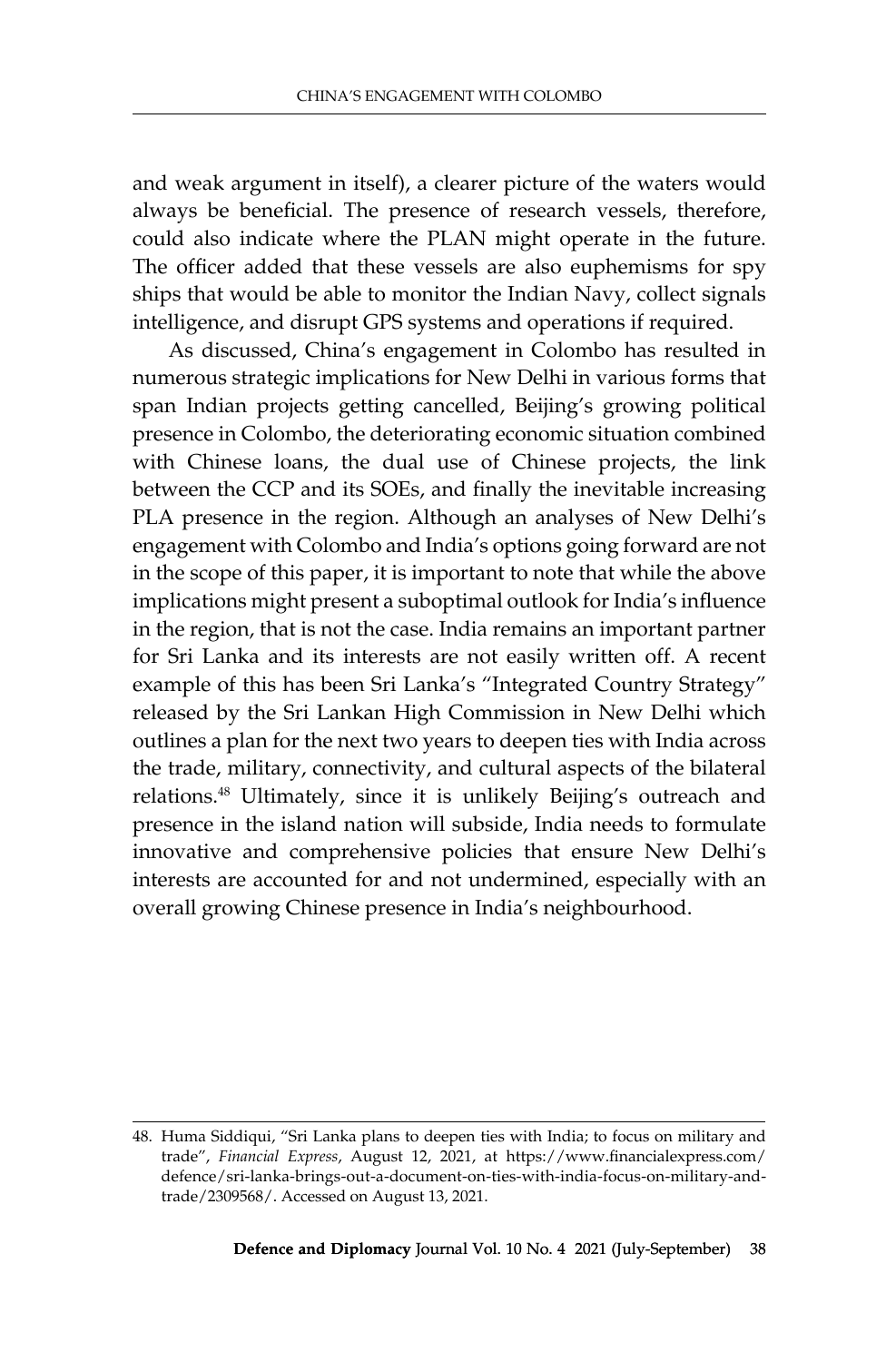and weak argument in itself), a clearer picture of the waters would always be beneficial. The presence of research vessels, therefore, could also indicate where the PLAN might operate in the future. The officer added that these vessels are also euphemisms for spy ships that would be able to monitor the Indian Navy, collect signals intelligence, and disrupt GPS systems and operations if required.

As discussed, China's engagement in Colombo has resulted in numerous strategic implications for New Delhi in various forms that span Indian projects getting cancelled, Beijing's growing political presence in Colombo, the deteriorating economic situation combined with Chinese loans, the dual use of Chinese projects, the link between the CCP and its SOEs, and finally the inevitable increasing PLA presence in the region. Although an analyses of New Delhi's engagement with Colombo and India's options going forward are not in the scope of this paper, it is important to note that while the above implications might present a suboptimal outlook for India's influence in the region, that is not the case. India remains an important partner for Sri Lanka and its interests are not easily written off. A recent example of this has been Sri Lanka's "Integrated Country Strategy" released by the Sri Lankan High Commission in New Delhi which outlines a plan for the next two years to deepen ties with India across the trade, military, connectivity, and cultural aspects of the bilateral relations.[48] Ultimately, since it is unlikely Beijing's outreach and presence in the island nation will subside, India needs to formulate innovative and comprehensive policies that ensure New Delhi's interests are accounted for and not undermined, especially with an overall growing Chinese presence in India's neighbourhood.

48. Huma Siddiqui, "Sri Lanka plans to deepen ties with India; to focus on military and trade", *Financial Express*, August 12, 2021, at https://www.financialexpress.com/defence/sri-lanka-brings-out-a-document-on-ties-with-india-focus-on-military-and-trade/2309568/. Accessed on August 13, 2021.